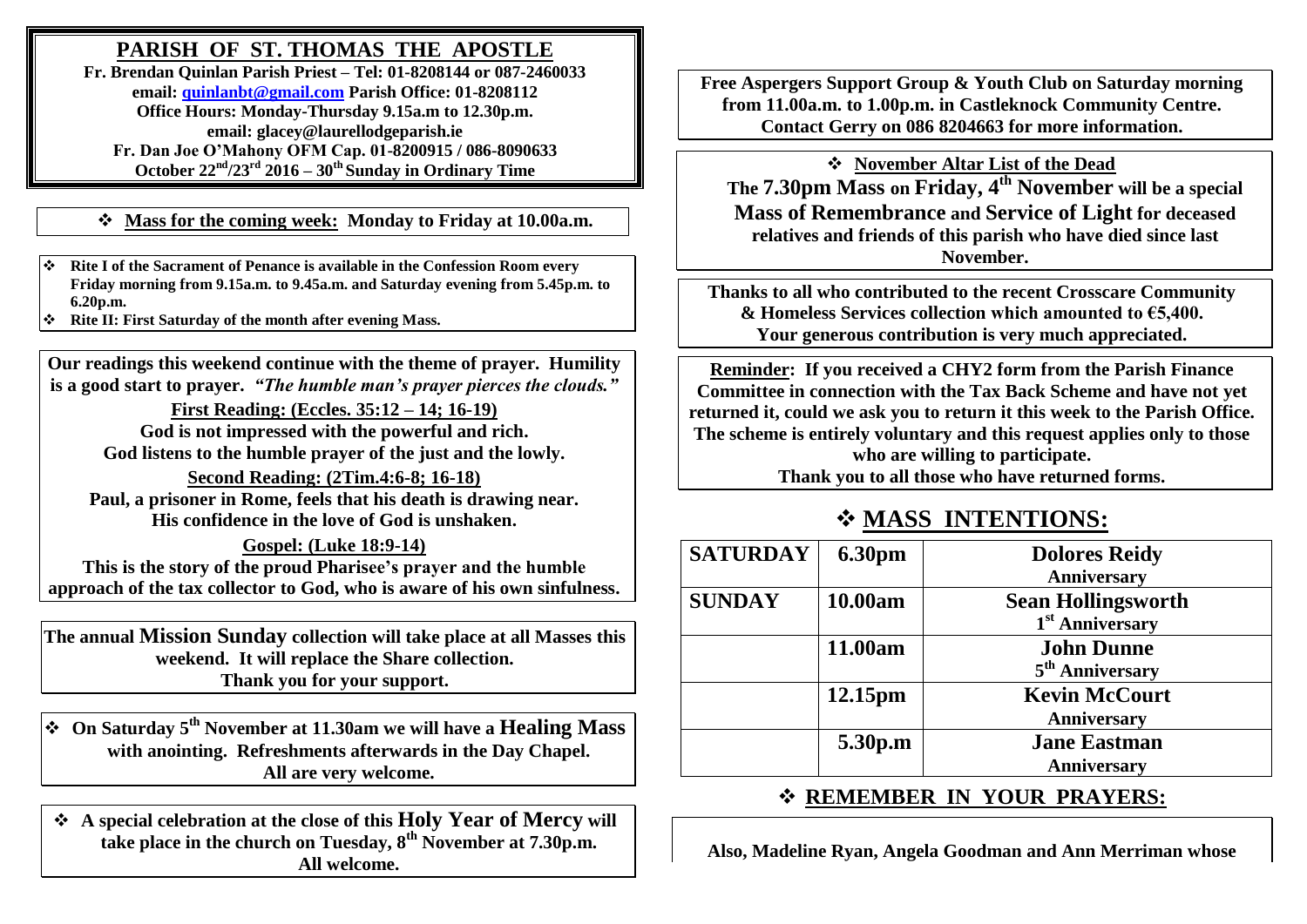# PARISH OF ST. THOMAS THE APOSTLE

**Fr. Brendan Quinlan Parish Priest – Tel: 01-8208144 or 087-2460033**
**email: quinlanbt@gmail.com Parish Office: 01-8208112**
**Office Hours: Monday-Thursday 9.15a.m. to 12.30p.m.**
**email: glacey@laurellodgeparish.ie**
**Fr. Dan Joe O'Mahony OFM Cap. 01-8200915 / 086-8090633**
**October 22nd/23rd 2016 – 30th Sunday in Ordinary Time**

❖ **Mass for the coming week: Monday to Friday at 10.00a.m.**

- **Rite I of the Sacrament of Penance is available in the Confession Room every Friday morning from 9.15a.m. to 9.45a.m. and Saturday evening from 5.45p.m. to 6.20p.m.**
- **Rite II: First Saturday of the month after evening Mass.**

**Our readings this weekend continue with the theme of prayer. Humility is a good start to prayer. *"The humble man's prayer pierces the clouds."***

**First Reading: (Eccles. 35:12 – 14; 16-19)**
**God is not impressed with the powerful and rich.**
**God listens to the humble prayer of the just and the lowly.**

**Second Reading: (2Tim.4:6-8; 16-18)**
**Paul, a prisoner in Rome, feels that his death is drawing near.**
**His confidence in the love of God is unshaken.**

**Gospel: (Luke 18:9-14)**
**This is the story of the proud Pharisee's prayer and the humble approach of the tax collector to God, who is aware of his own sinfulness.**

**The annual Mission Sunday collection will take place at all Masses this weekend. It will replace the Share collection.**
**Thank you for your support.**

❖ **On Saturday 5th November at 11.30am we will have a Healing Mass with anointing. Refreshments afterwards in the Day Chapel.**
**All are very welcome.**

❖ **A special celebration at the close of this Holy Year of Mercy will take place in the church on Tuesday, 8th November at 7.30p.m.**
**All welcome.**

**Free Aspergers Support Group & Youth Club on Saturday morning from 11.00a.m. to 1.00p.m. in Castleknock Community Centre. Contact Gerry on 086 8204663 for more information.**

❖ **November Altar List of the Dead**
**The 7.30pm Mass on Friday, 4th November will be a special Mass of Remembrance and Service of Light for deceased relatives and friends of this parish who have died since last November.**

**Thanks to all who contributed to the recent Crosscare Community & Homeless Services collection which amounted to €5,400.**
**Your generous contribution is very much appreciated.**

**Reminder: If you received a CHY2 form from the Parish Finance Committee in connection with the Tax Back Scheme and have not yet returned it, could we ask you to return it this week to the Parish Office. The scheme is entirely voluntary and this request applies only to those who are willing to participate.**
**Thank you to all those who have returned forms.**

## ❖ MASS INTENTIONS:

| SATURDAY | 6.30pm | Dolores Reidy Anniversary |
|---|---|---|
| SUNDAY | 10.00am | Sean Hollingsworth 1st Anniversary |
| | 11.00am | John Dunne 5th Anniversary |
| | 12.15pm | Kevin McCourt Anniversary |
| | 5.30p.m | Jane Eastman Anniversary |

## ❖ REMEMBER IN YOUR PRAYERS:

**Also, Madeline Ryan, Angela Goodman and Ann Merriman whose**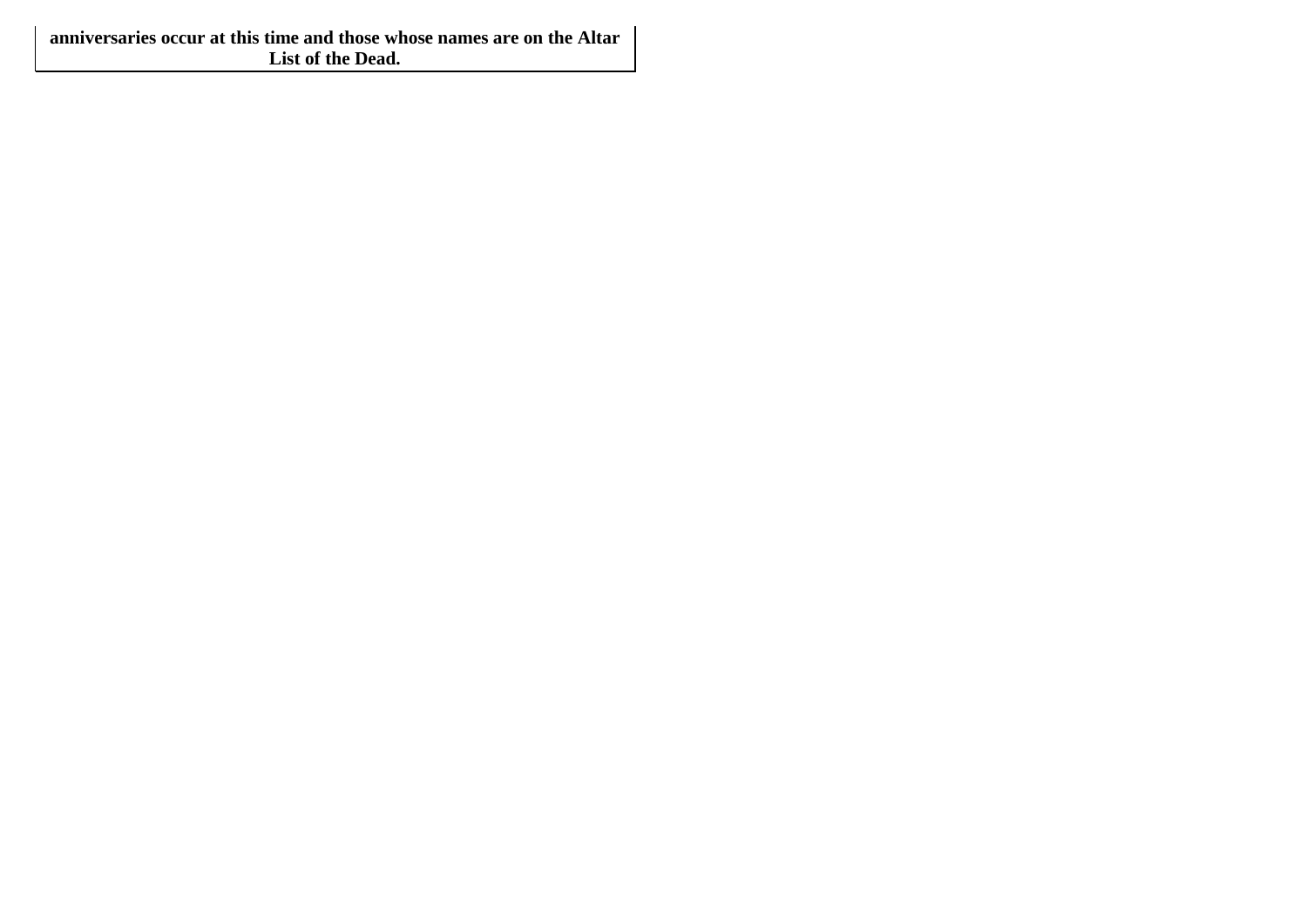**anniversaries occur at this time and those whose names are on the Altar List of the Dead.**